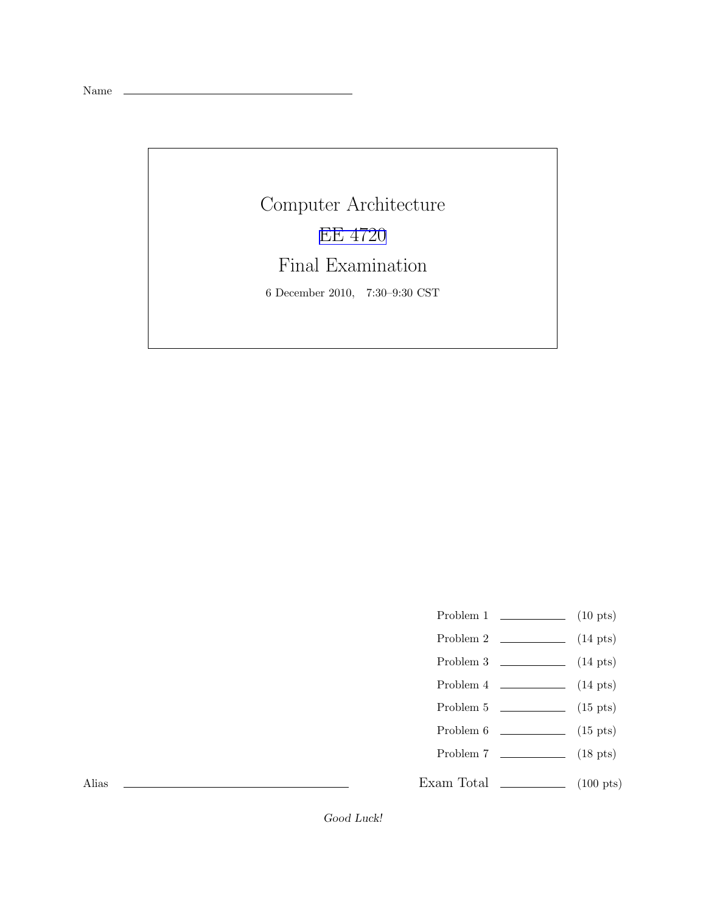Name ______________________________

# Computer Architecture

## EE 4720

## Final Examination

6 December 2010, 7:30–9:30 CST

| | | |
|---|---|---|
| Problem 1 | ________ | (10 pts) |
| Problem 2 | ________ | (14 pts) |
| Problem 3 | ________ | (14 pts) |
| Problem 4 | ________ | (14 pts) |
| Problem 5 | ________ | (15 pts) |
| Problem 6 | ________ | (15 pts) |
| Problem 7 | ________ | (18 pts) |
| Exam Total | ________ | (100 pts) |

Alias ______________________________

*Good Luck!*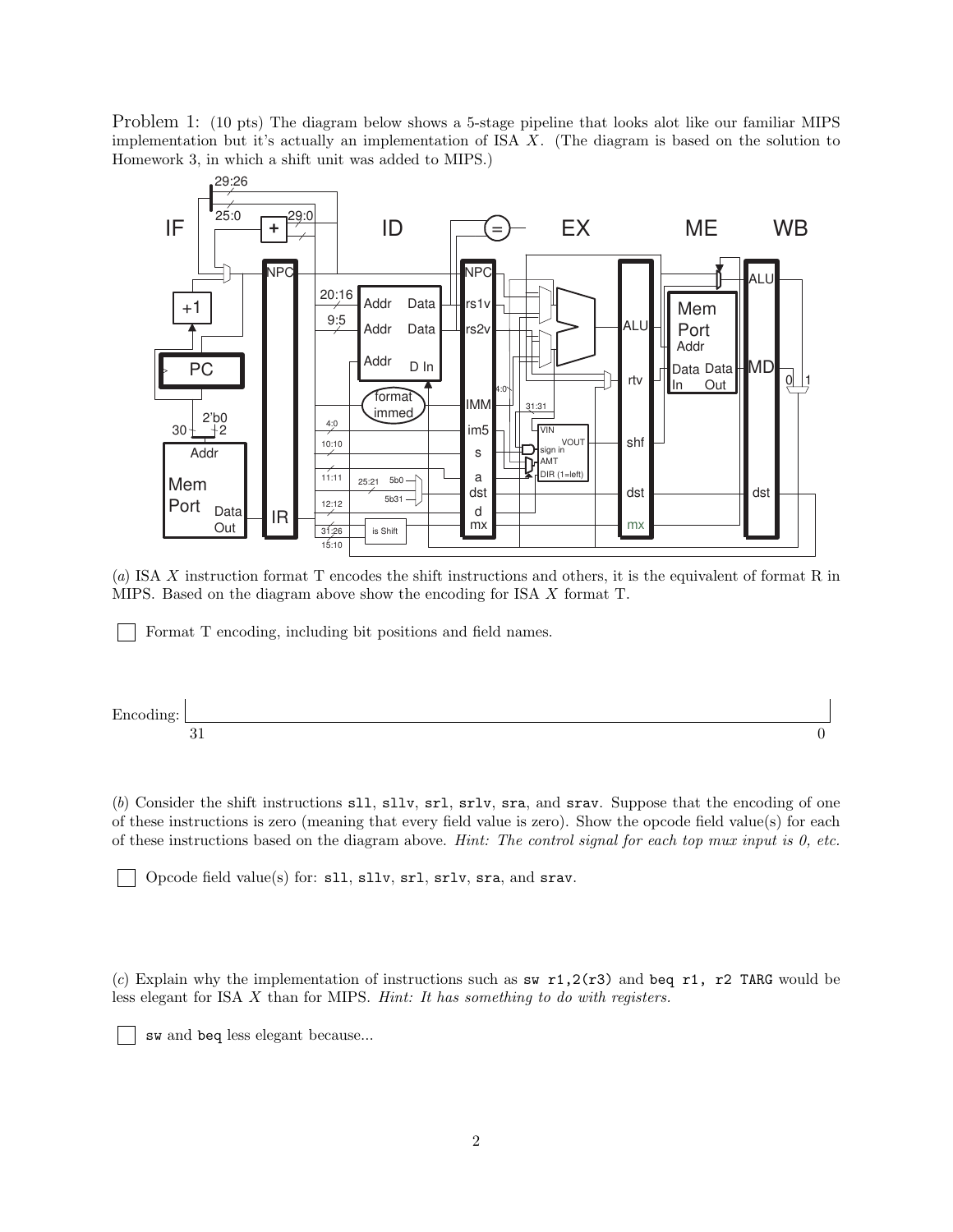Problem 1: (10 pts) The diagram below shows a 5-stage pipeline that looks alot like our familiar MIPS implementation but it's actually an implementation of ISA $X$. (The diagram is based on the solution to Homework 3, in which a shift unit was added to MIPS.)

(*a*) ISA $X$ instruction format T encodes the shift instructions and others, it is the equivalent of format R in MIPS. Based on the diagram above show the encoding for ISA $X$ format T.

☐ Format T encoding, including bit positions and field names.

Encoding: 31 ... 0

(*b*) Consider the shift instructions `sll`, `sllv`, `srl`, `srlv`, `sra`, and `srav`. Suppose that the encoding of one of these instructions is zero (meaning that every field value is zero). Show the opcode field value(s) for each of these instructions based on the diagram above. *Hint: The control signal for each top mux input is 0, etc.*

☐ Opcode field value(s) for: `sll`, `sllv`, `srl`, `srlv`, `sra`, and `srav`.

(*c*) Explain why the implementation of instructions such as `sw r1,2(r3)` and `beq r1, r2 TARG` would be less elegant for ISA $X$ than for MIPS. *Hint: It has something to do with registers.*

☐ `sw` and `beq` less elegant because...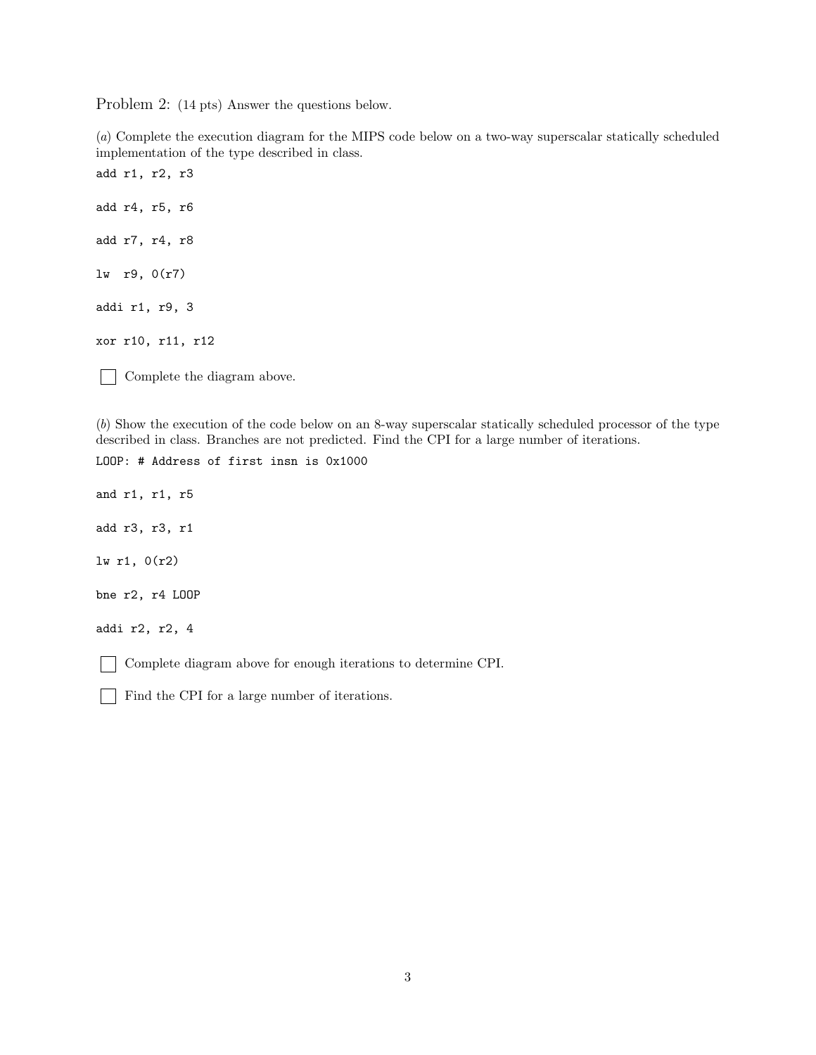Problem 2: (14 pts) Answer the questions below.

(*a*) Complete the execution diagram for the MIPS code below on a two-way superscalar statically scheduled implementation of the type described in class.

```
add r1, r2, r3

add r4, r5, r6

add r7, r4, r8

lw  r9, 0(r7)

addi r1, r9, 3

xor r10, r11, r12
```

☐ Complete the diagram above.

(*b*) Show the execution of the code below on an 8-way superscalar statically scheduled processor of the type described in class. Branches are not predicted. Find the CPI for a large number of iterations.

```
LOOP: # Address of first insn is 0x1000

and r1, r1, r5

add r3, r3, r1

lw r1, 0(r2)

bne r2, r4 LOOP

addi r2, r2, 4
```

☐ Complete diagram above for enough iterations to determine CPI.

☐ Find the CPI for a large number of iterations.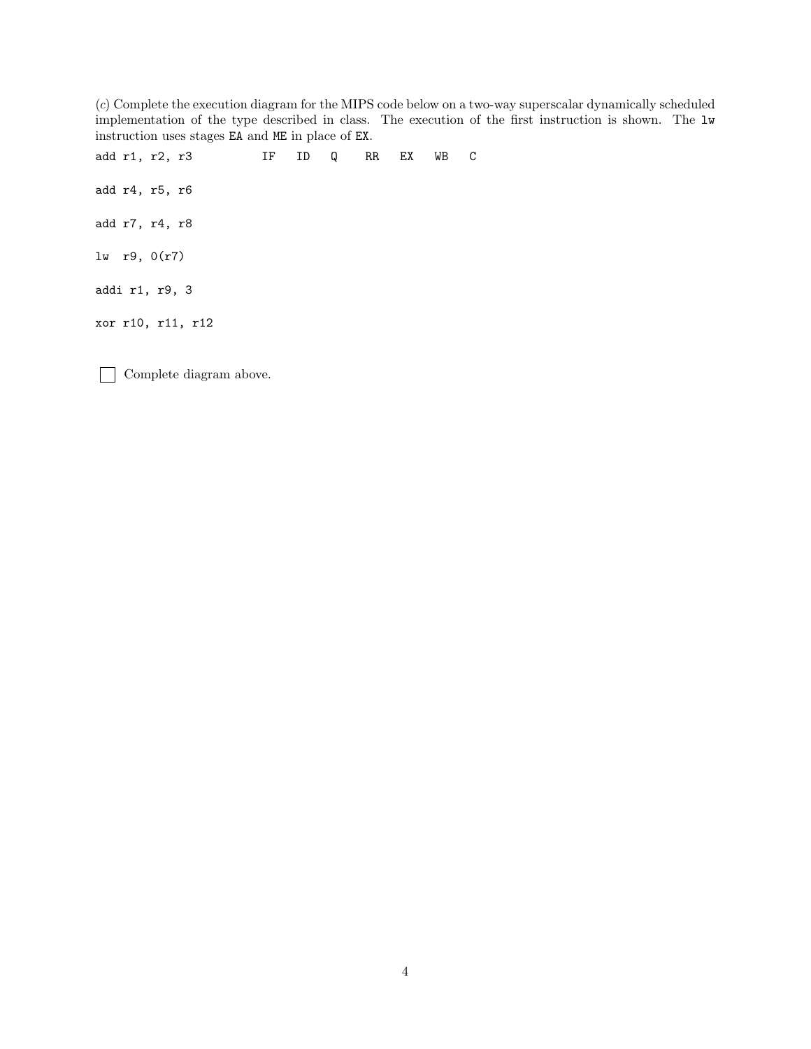(*c*) Complete the execution diagram for the MIPS code below on a two-way superscalar dynamically scheduled implementation of the type described in class. The execution of the first instruction is shown. The `lw` instruction uses stages `EA` and `ME` in place of `EX`.

```
add r1, r2, r3          IF   ID   Q    RR   EX   WB   C

add r4, r5, r6

add r7, r4, r8

lw  r9, 0(r7)

addi r1, r9, 3

xor r10, r11, r12
```

☐ Complete diagram above.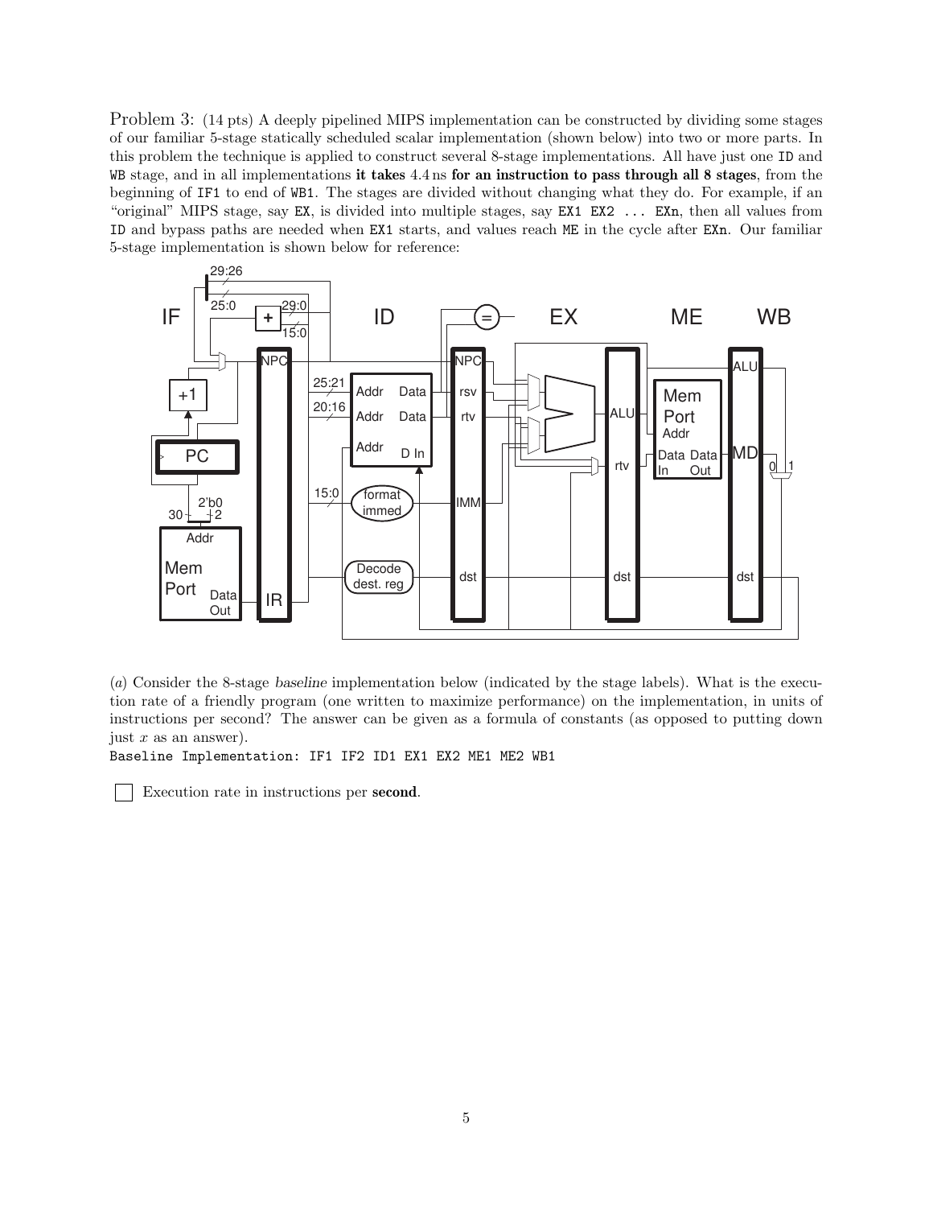Problem 3: (14 pts) A deeply pipelined MIPS implementation can be constructed by dividing some stages of our familiar 5-stage statically scheduled scalar implementation (shown below) into two or more parts. In this problem the technique is applied to construct several 8-stage implementations. All have just one `ID` and `WB` stage, and in all implementations **it takes** 4.4 ns **for an instruction to pass through all 8 stages**, from the beginning of `IF1` to end of `WB1`. The stages are divided without changing what they do. For example, if an "original" MIPS stage, say `EX`, is divided into multiple stages, say `EX1 EX2 ... EXn`, then all values from `ID` and bypass paths are needed when `EX1` starts, and values reach `ME` in the cycle after `EXn`. Our familiar 5-stage implementation is shown below for reference:

(*a*) Consider the 8-stage *baseline* implementation below (indicated by the stage labels). What is the execution rate of a friendly program (one written to maximize performance) on the implementation, in units of instructions per second? The answer can be given as a formula of constants (as opposed to putting down just $x$ as an answer).

`Baseline Implementation: IF1 IF2 ID1 EX1 EX2 ME1 ME2 WB1`

☐ Execution rate in instructions per **second**.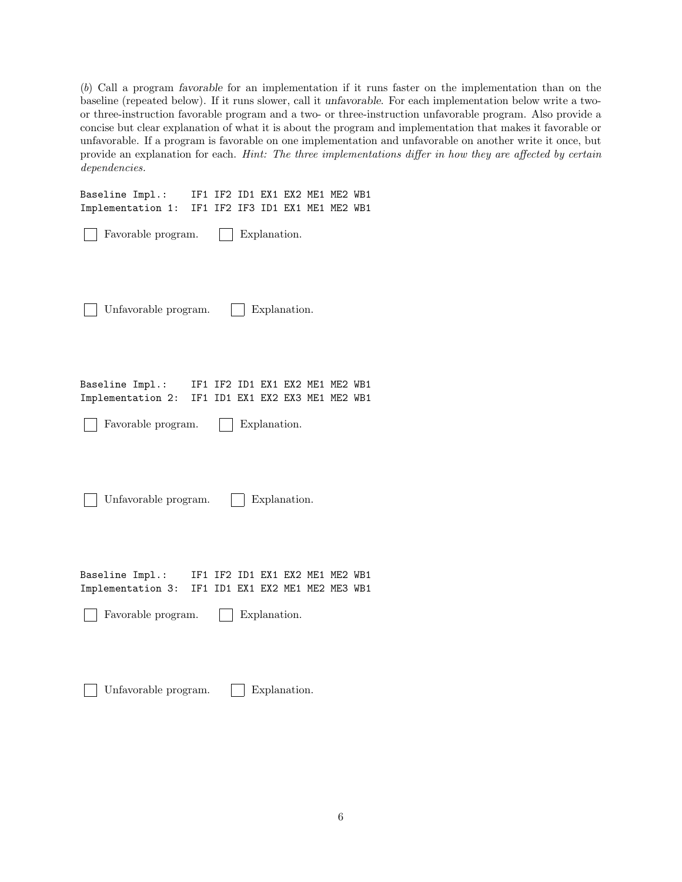(*b*) Call a program *favorable* for an implementation if it runs faster on the implementation than on the baseline (repeated below). If it runs slower, call it *unfavorable*. For each implementation below write a two- or three-instruction favorable program and a two- or three-instruction unfavorable program. Also provide a concise but clear explanation of what it is about the program and implementation that makes it favorable or unfavorable. If a program is favorable on one implementation and unfavorable on another write it once, but provide an explanation for each. *Hint: The three implementations differ in how they are affected by certain dependencies.*

```
Baseline Impl.:    IF1 IF2 ID1 EX1 EX2 ME1 ME2 WB1
Implementation 1:  IF1 IF2 IF3 ID1 EX1 ME1 ME2 WB1
```

☐ Favorable program. ☐ Explanation.

☐ Unfavorable program. ☐ Explanation.

```
Baseline Impl.:    IF1 IF2 ID1 EX1 EX2 ME1 ME2 WB1
Implementation 2:  IF1 ID1 EX1 EX2 EX3 ME1 ME2 WB1
```

☐ Favorable program. ☐ Explanation.

☐ Unfavorable program. ☐ Explanation.

```
Baseline Impl.:    IF1 IF2 ID1 EX1 EX2 ME1 ME2 WB1
Implementation 3:  IF1 ID1 EX1 EX2 ME1 ME2 ME3 WB1
```

☐ Favorable program. ☐ Explanation.

☐ Unfavorable program. ☐ Explanation.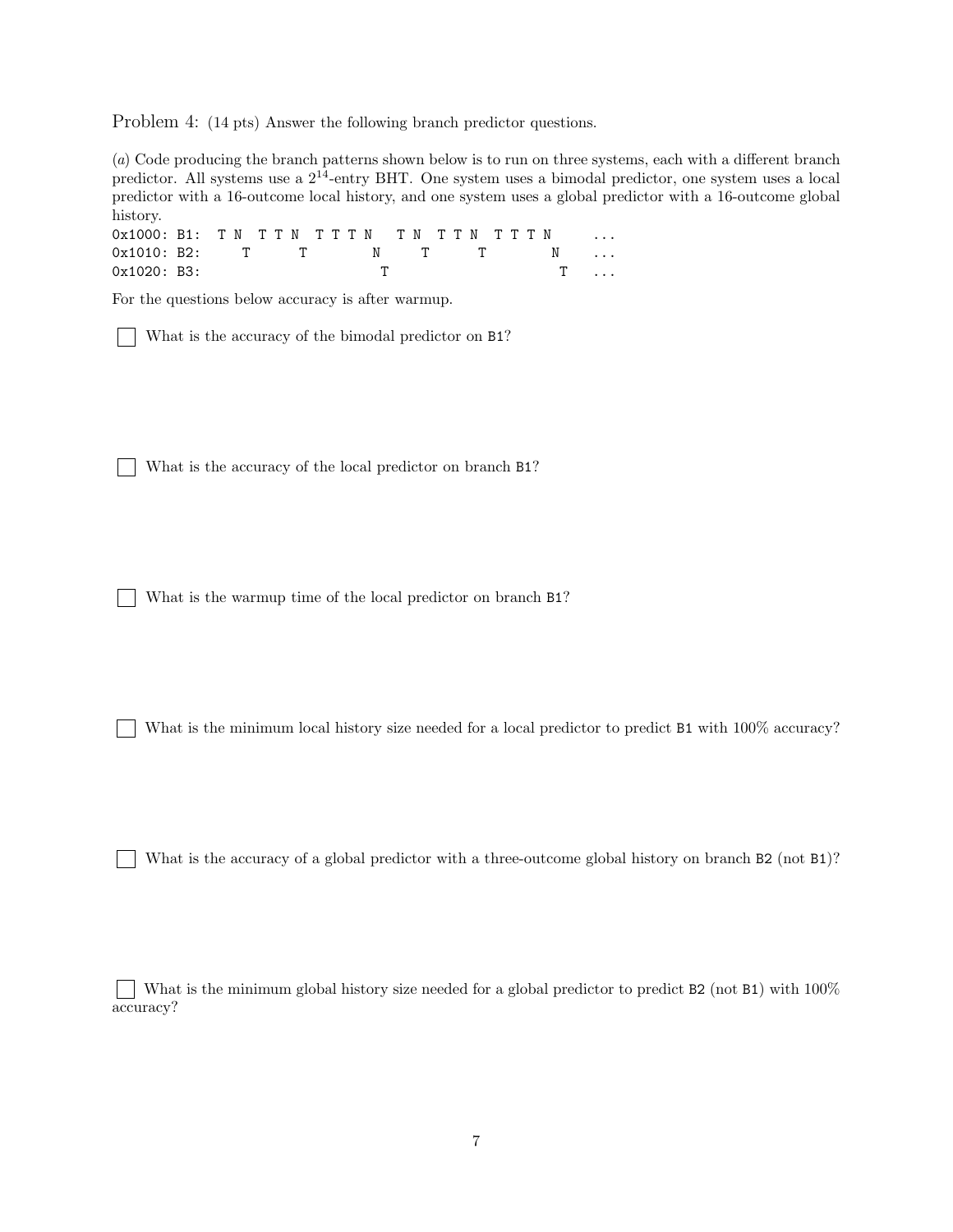Problem 4: (14 pts) Answer the following branch predictor questions.

(*a*) Code producing the branch patterns shown below is to run on three systems, each with a different branch predictor. All systems use a $2^{14}$-entry BHT. One system uses a bimodal predictor, one system uses a local predictor with a 16-outcome local history, and one system uses a global predictor with a 16-outcome global history.

```
0x1000: B1:  T N  T T N  T T T N   T N  T T N  T T T N     ...
0x1010: B2:     T      T        N     T      T        N    ...
0x1020: B3:                      T                     T   ...
```

For the questions below accuracy is after warmup.

☐ What is the accuracy of the bimodal predictor on B1?

☐ What is the accuracy of the local predictor on branch B1?

☐ What is the warmup time of the local predictor on branch B1?

☐ What is the minimum local history size needed for a local predictor to predict B1 with 100% accuracy?

☐ What is the accuracy of a global predictor with a three-outcome global history on branch B2 (not B1)?

☐ What is the minimum global history size needed for a global predictor to predict B2 (not B1) with 100% accuracy?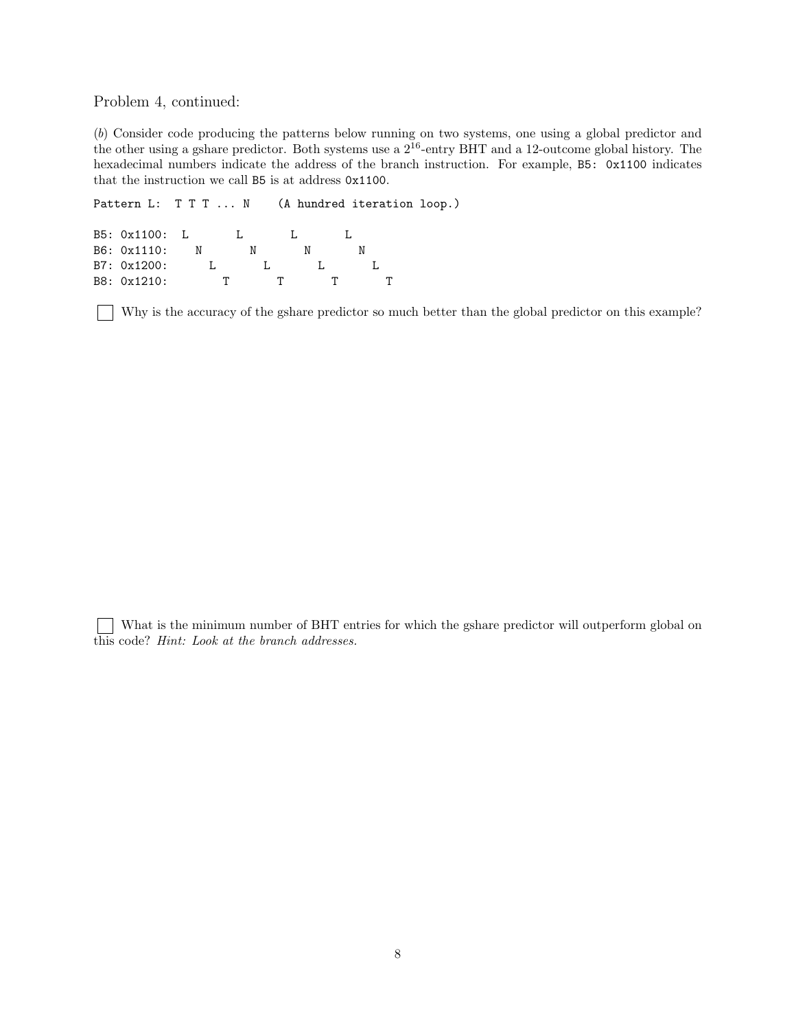Problem 4, continued:

(*b*) Consider code producing the patterns below running on two systems, one using a global predictor and the other using a gshare predictor. Both systems use a $2^{16}$-entry BHT and a 12-outcome global history. The hexadecimal numbers indicate the address of the branch instruction. For example, `B5: 0x1100` indicates that the instruction we call `B5` is at address `0x1100`.

```
Pattern L:  T T T ... N    (A hundred iteration loop.)

B5: 0x1100:  L       L       L       L
B6: 0x1110:    N       N       N       N
B7: 0x1200:      L       L       L       L
B8: 0x1210:        T       T       T       T
```

☐ Why is the accuracy of the gshare predictor so much better than the global predictor on this example?

☐ What is the minimum number of BHT entries for which the gshare predictor will outperform global on this code? *Hint: Look at the branch addresses.*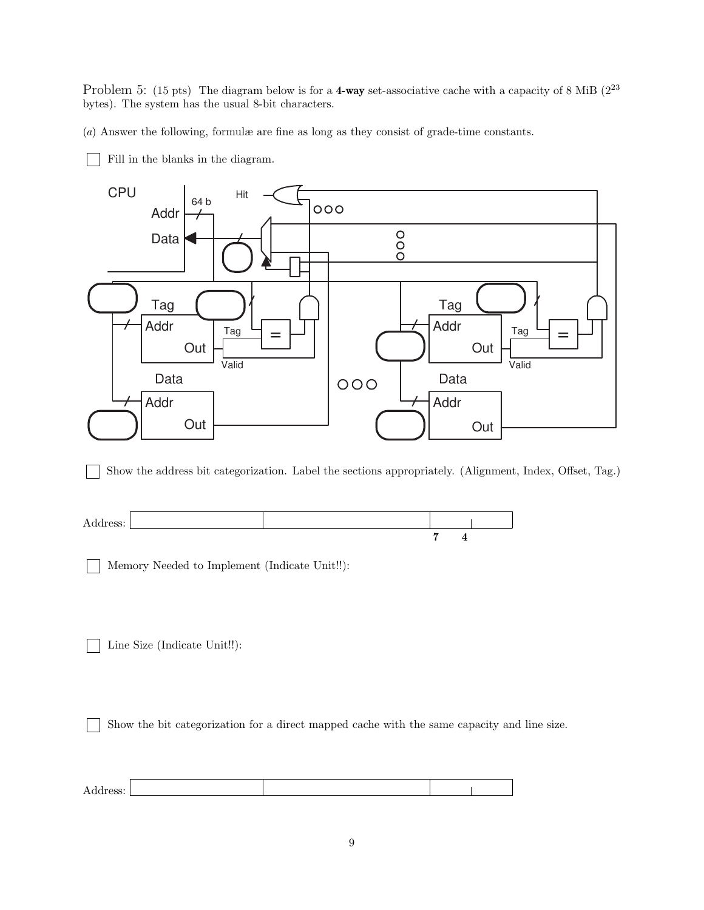Problem 5: (15 pts) The diagram below is for a **4-way** set-associative cache with a capacity of 8 MiB ($2^{23}$ bytes). The system has the usual 8-bit characters.

(*a*) Answer the following, formulæ are fine as long as they consist of grade-time constants.

☐ Fill in the blanks in the diagram.

CPU &nbsp; Addr &nbsp; 64 b &nbsp; Data &nbsp; Hit

Tag: Addr, Out (Tag, Valid) &nbsp;&nbsp; Data: Addr, Out &nbsp;&nbsp; Tag: Addr, Out (Tag, Valid) &nbsp;&nbsp; Data: Addr, Out

☐ Show the address bit categorization. Label the sections appropriately. (Alignment, Index, Offset, Tag.)

Address: | | | | | (bit positions marked: 7, 4)

☐ Memory Needed to Implement (Indicate Unit!!):

☐ Line Size (Indicate Unit!!):

☐ Show the bit categorization for a direct mapped cache with the same capacity and line size.

Address: | | | | |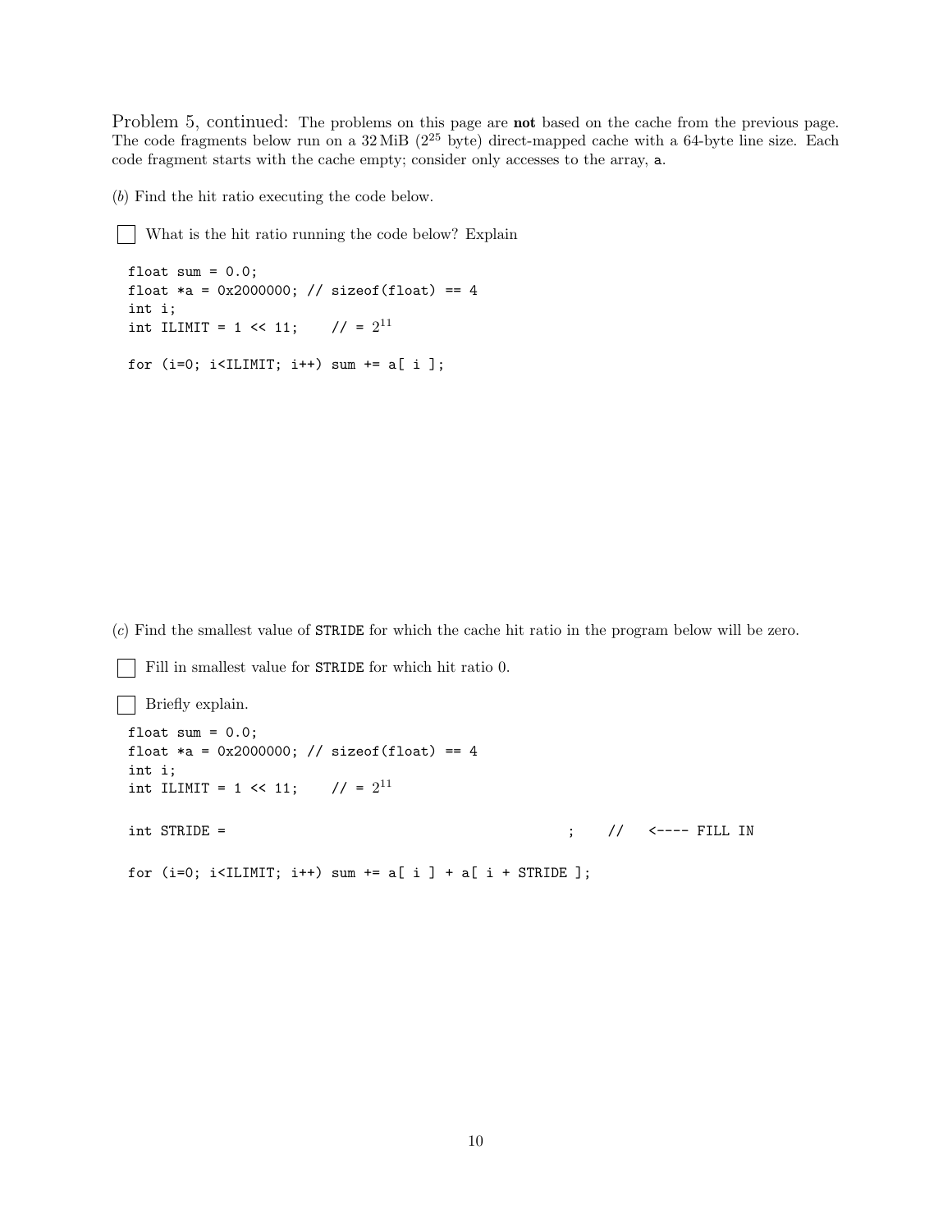Problem 5, continued: The problems on this page are **not** based on the cache from the previous page. The code fragments below run on a 32 MiB ($2^{25}$ byte) direct-mapped cache with a 64-byte line size. Each code fragment starts with the cache empty; consider only accesses to the array, a.

(*b*) Find the hit ratio executing the code below.

☐ What is the hit ratio running the code below? Explain

```
float sum = 0.0;
float *a = 0x2000000; // sizeof(float) == 4
int i;
int ILIMIT = 1 << 11;    // = 2^11

for (i=0; i<ILIMIT; i++) sum += a[ i ];
```

(*c*) Find the smallest value of STRIDE for which the cache hit ratio in the program below will be zero.

☐ Fill in smallest value for STRIDE for which hit ratio 0.

☐ Briefly explain.

```
float sum = 0.0;
float *a = 0x2000000; // sizeof(float) == 4
int i;
int ILIMIT = 1 << 11;    // = 2^11

int STRIDE =                                        ;    //   <---- FILL IN

for (i=0; i<ILIMIT; i++) sum += a[ i ] + a[ i + STRIDE ];
```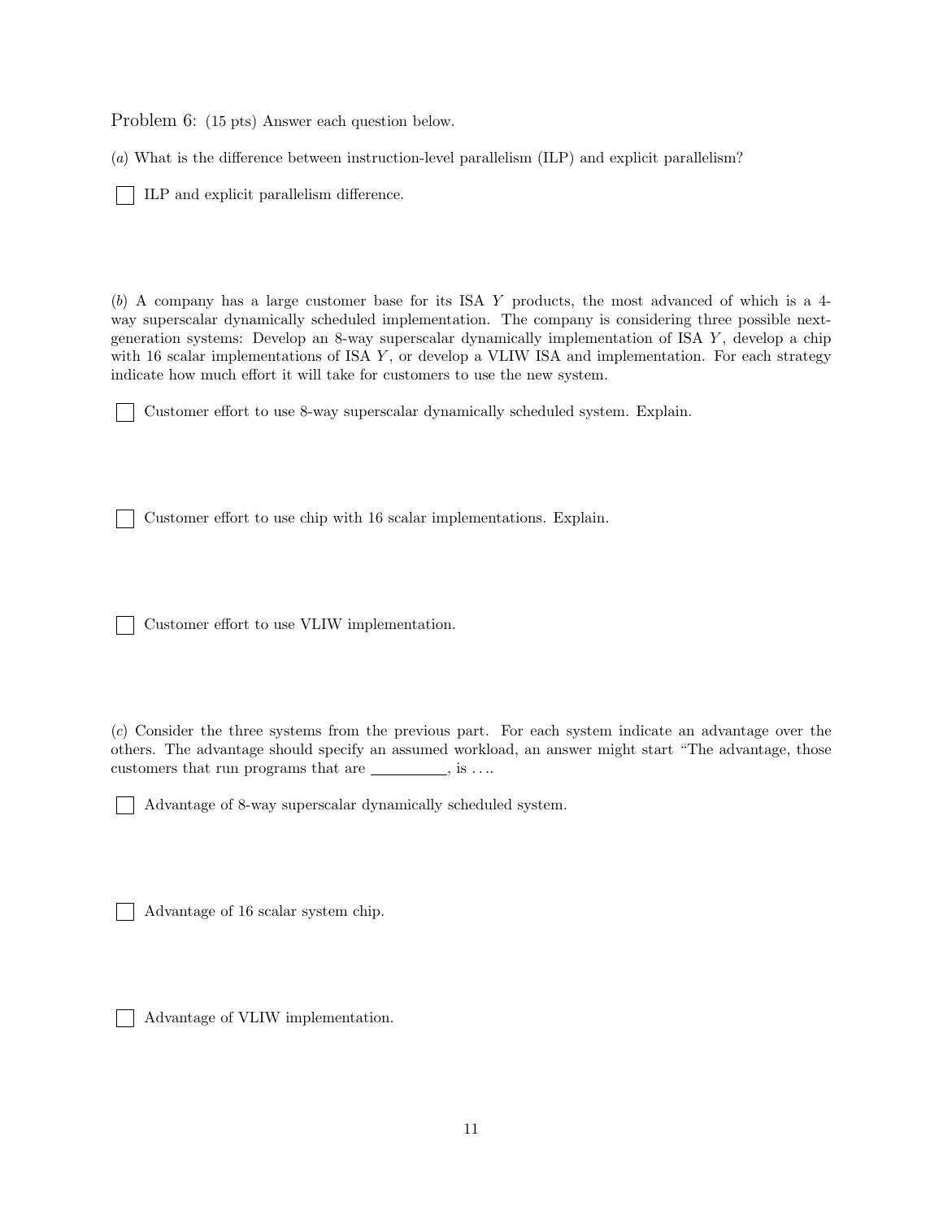Problem 6: (15 pts) Answer each question below.

(*a*) What is the difference between instruction-level parallelism (ILP) and explicit parallelism?

☐ ILP and explicit parallelism difference.

(*b*) A company has a large customer base for its ISA $Y$ products, the most advanced of which is a 4-way superscalar dynamically scheduled implementation. The company is considering three possible next-generation systems: Develop an 8-way superscalar dynamically implementation of ISA $Y$, develop a chip with 16 scalar implementations of ISA $Y$, or develop a VLIW ISA and implementation. For each strategy indicate how much effort it will take for customers to use the new system.

☐ Customer effort to use 8-way superscalar dynamically scheduled system. Explain.

☐ Customer effort to use chip with 16 scalar implementations. Explain.

☐ Customer effort to use VLIW implementation.

(*c*) Consider the three systems from the previous part. For each system indicate an advantage over the others. The advantage should specify an assumed workload, an answer might start "The advantage, those customers that run programs that are __________, is ....

☐ Advantage of 8-way superscalar dynamically scheduled system.

☐ Advantage of 16 scalar system chip.

☐ Advantage of VLIW implementation.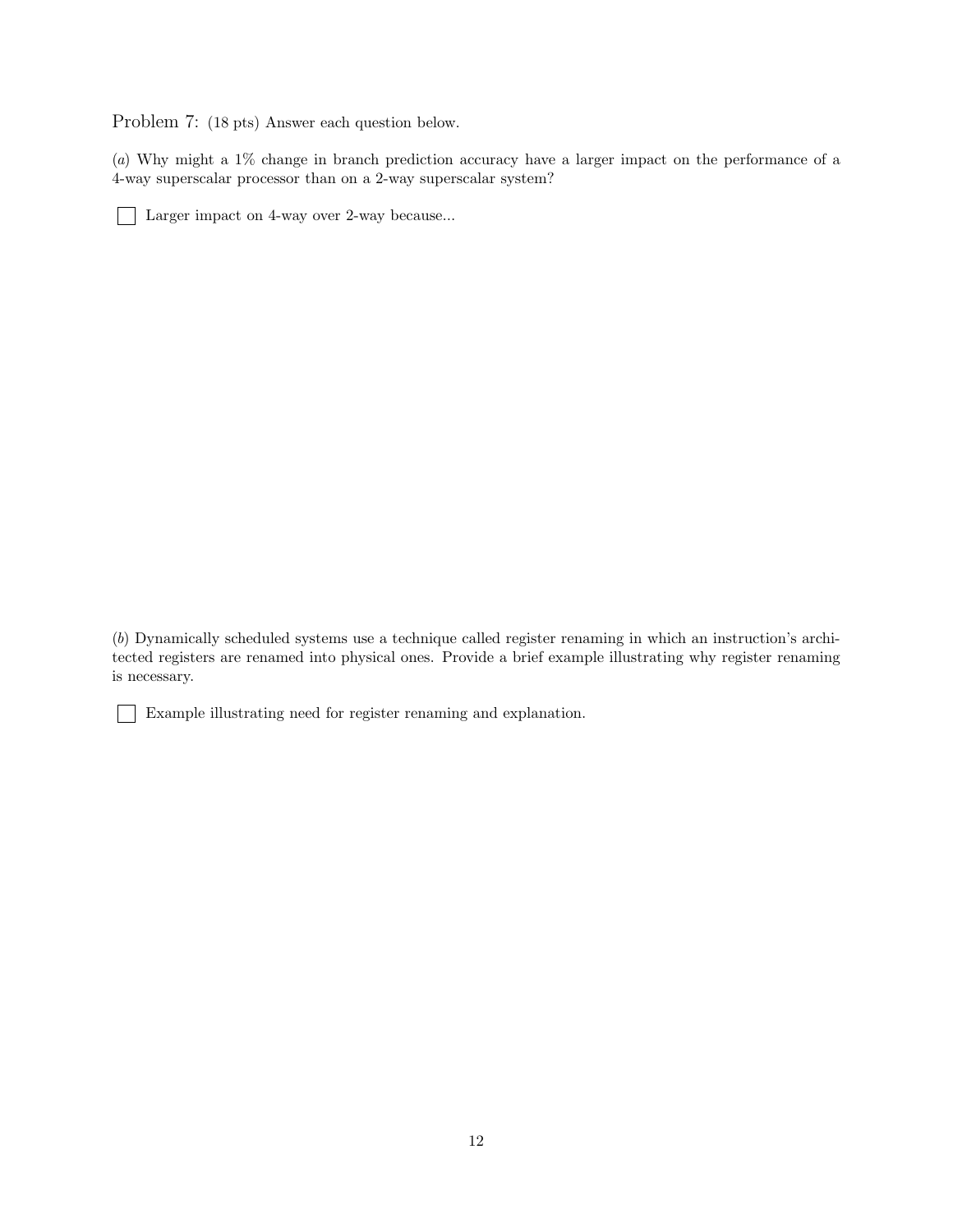Problem 7: (18 pts) Answer each question below.

(*a*) Why might a 1% change in branch prediction accuracy have a larger impact on the performance of a 4-way superscalar processor than on a 2-way superscalar system?

☐ Larger impact on 4-way over 2-way because...

(*b*) Dynamically scheduled systems use a technique called register renaming in which an instruction's architected registers are renamed into physical ones. Provide a brief example illustrating why register renaming is necessary.

☐ Example illustrating need for register renaming and explanation.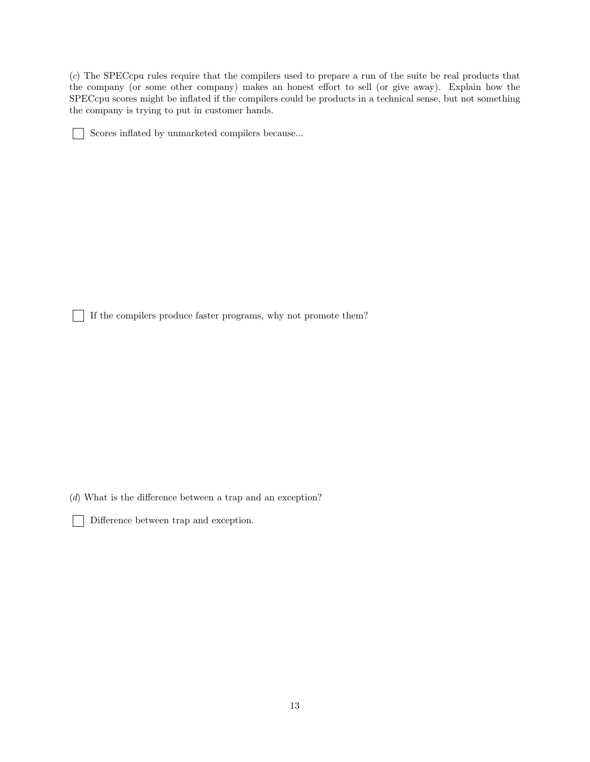(*c*) The SPECcpu rules require that the compilers used to prepare a run of the suite be real products that the company (or some other company) makes an honest effort to sell (or give away). Explain how the SPECcpu scores might be inflated if the compilers could be products in a technical sense, but not something the company is trying to put in customer hands.

☐ Scores inflated by unmarketed compilers because...

☐ If the compilers produce faster programs, why not promote them?

(*d*) What is the difference between a trap and an exception?

☐ Difference between trap and exception.